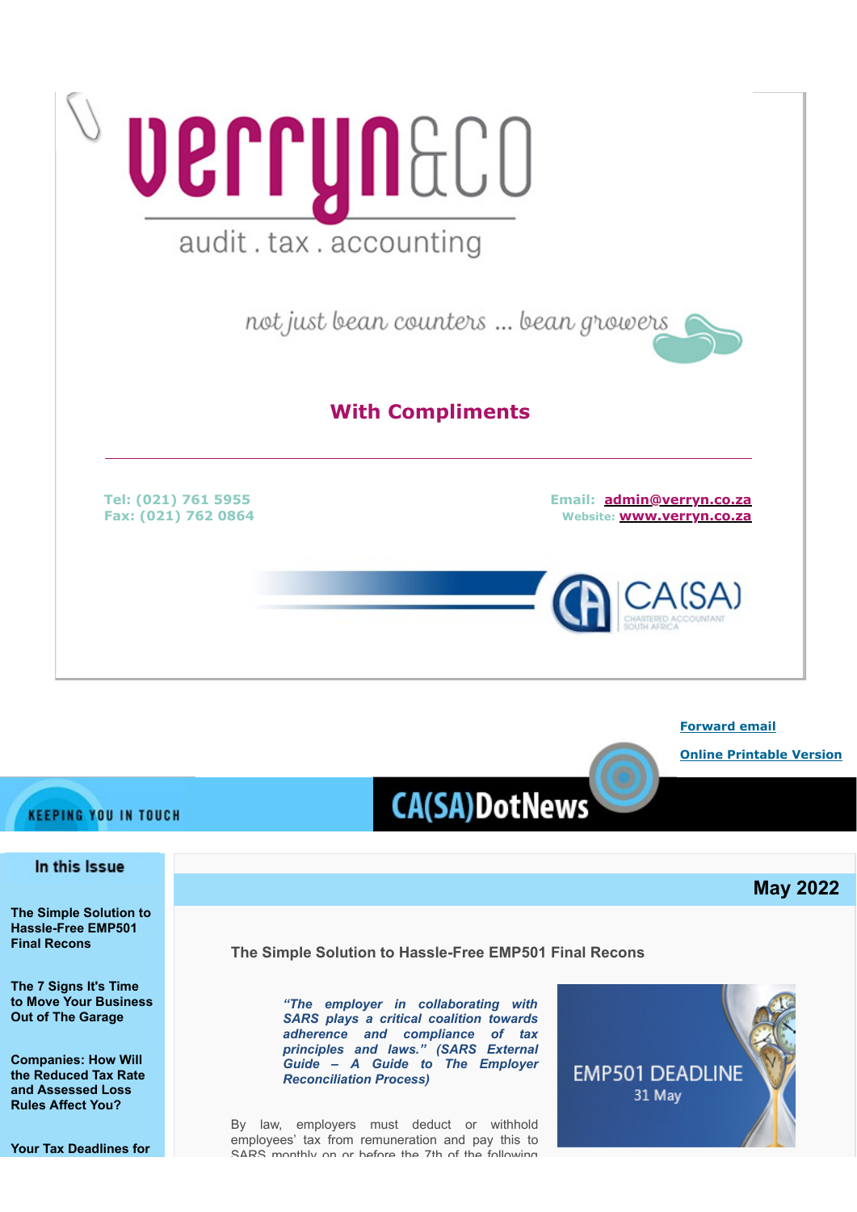verryn&co

audit . tax . accounting

not just bean counters ... bean growers

## With Compliments

**Tel: (021) 761 5955**
**Fax: (021) 762 0864**

**Email: admin@verryn.co.za**
**Website: www.verryn.co.za**

CA(SA) CHARTERED ACCOUNTANT SOUTH AFRICA

Forward email

Online Printable Version

KEEPING YOU IN TOUCH

# CA(SA)DotNews

**In this Issue**

**The Simple Solution to Hassle-Free EMP501 Final Recons**

**The 7 Signs It's Time to Move Your Business Out of The Garage**

**Companies: How Will the Reduced Tax Rate and Assessed Loss Rules Affect You?**

**Your Tax Deadlines for**

**May 2022**

## The Simple Solution to Hassle-Free EMP501 Final Recons

***"The employer in collaborating with SARS plays a critical coalition towards adherence and compliance of tax principles and laws." (SARS External Guide – A Guide to The Employer Reconciliation Process)***

EMP501 DEADLINE
31 May

By law, employers must deduct or withhold employees' tax from remuneration and pay this to SARS monthly on or before the 7th of the following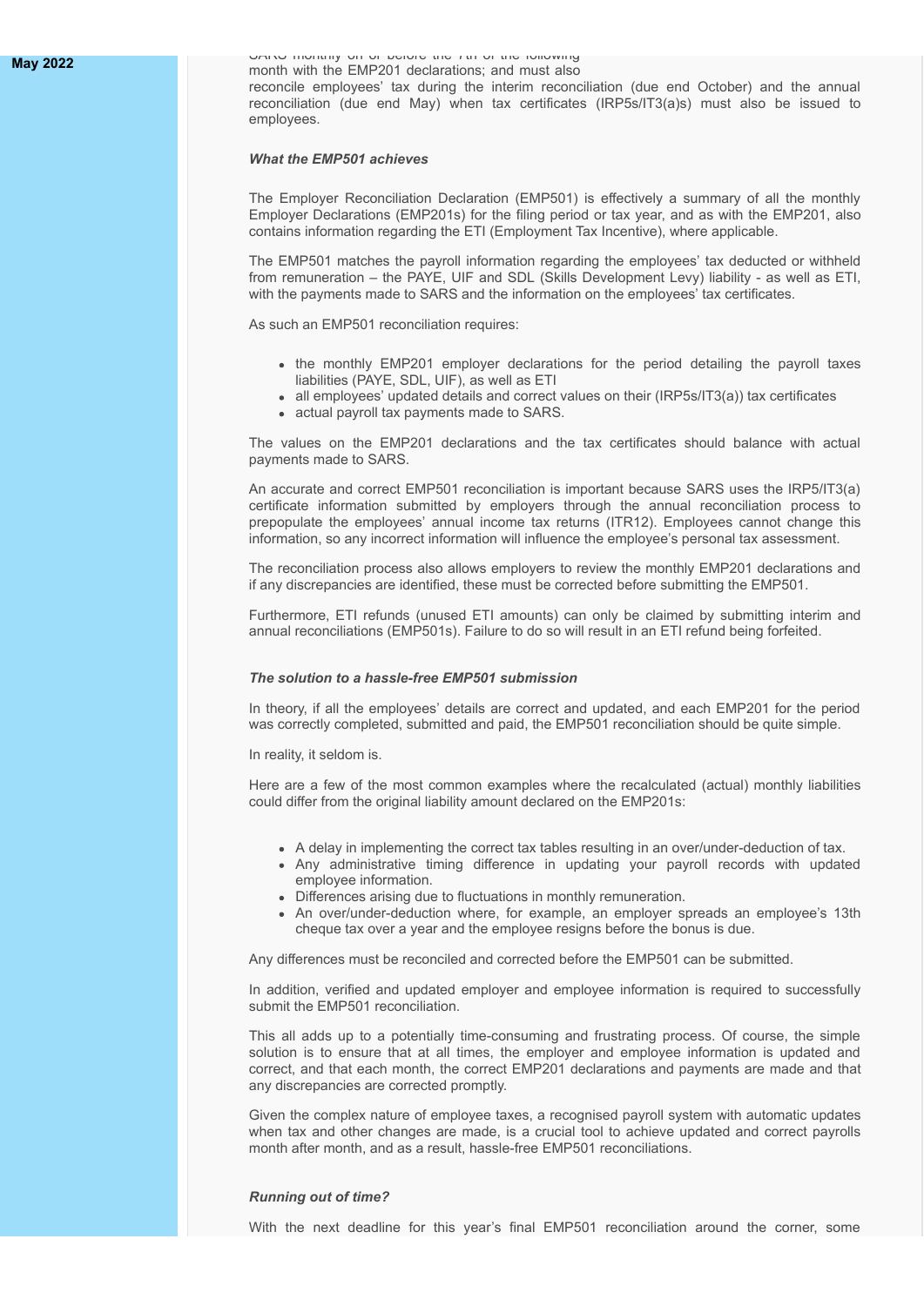SARS monthly on or before the 7th of the following month with the EMP201 declarations; and must also reconcile employees' tax during the interim reconciliation (due end October) and the annual reconciliation (due end May) when tax certificates (IRP5s/IT3(a)s) must also be issued to employees.

***What the EMP501 achieves***

The Employer Reconciliation Declaration (EMP501) is effectively a summary of all the monthly Employer Declarations (EMP201s) for the filing period or tax year, and as with the EMP201, also contains information regarding the ETI (Employment Tax Incentive), where applicable.

The EMP501 matches the payroll information regarding the employees' tax deducted or withheld from remuneration – the PAYE, UIF and SDL (Skills Development Levy) liability - as well as ETI, with the payments made to SARS and the information on the employees' tax certificates.

As such an EMP501 reconciliation requires:

- the monthly EMP201 employer declarations for the period detailing the payroll taxes liabilities (PAYE, SDL, UIF), as well as ETI
- all employees' updated details and correct values on their (IRP5s/IT3(a)) tax certificates
- actual payroll tax payments made to SARS.

The values on the EMP201 declarations and the tax certificates should balance with actual payments made to SARS.

An accurate and correct EMP501 reconciliation is important because SARS uses the IRP5/IT3(a) certificate information submitted by employers through the annual reconciliation process to prepopulate the employees' annual income tax returns (ITR12). Employees cannot change this information, so any incorrect information will influence the employee's personal tax assessment.

The reconciliation process also allows employers to review the monthly EMP201 declarations and if any discrepancies are identified, these must be corrected before submitting the EMP501.

Furthermore, ETI refunds (unused ETI amounts) can only be claimed by submitting interim and annual reconciliations (EMP501s). Failure to do so will result in an ETI refund being forfeited.

***The solution to a hassle-free EMP501 submission***

In theory, if all the employees' details are correct and updated, and each EMP201 for the period was correctly completed, submitted and paid, the EMP501 reconciliation should be quite simple.

In reality, it seldom is.

Here are a few of the most common examples where the recalculated (actual) monthly liabilities could differ from the original liability amount declared on the EMP201s:

- A delay in implementing the correct tax tables resulting in an over/under-deduction of tax.
- Any administrative timing difference in updating your payroll records with updated employee information.
- Differences arising due to fluctuations in monthly remuneration.
- An over/under-deduction where, for example, an employer spreads an employee's 13th cheque tax over a year and the employee resigns before the bonus is due.

Any differences must be reconciled and corrected before the EMP501 can be submitted.

In addition, verified and updated employer and employee information is required to successfully submit the EMP501 reconciliation.

This all adds up to a potentially time-consuming and frustrating process. Of course, the simple solution is to ensure that at all times, the employer and employee information is updated and correct, and that each month, the correct EMP201 declarations and payments are made and that any discrepancies are corrected promptly.

Given the complex nature of employee taxes, a recognised payroll system with automatic updates when tax and other changes are made, is a crucial tool to achieve updated and correct payrolls month after month, and as a result, hassle-free EMP501 reconciliations.

***Running out of time?***

With the next deadline for this year's final EMP501 reconciliation around the corner, some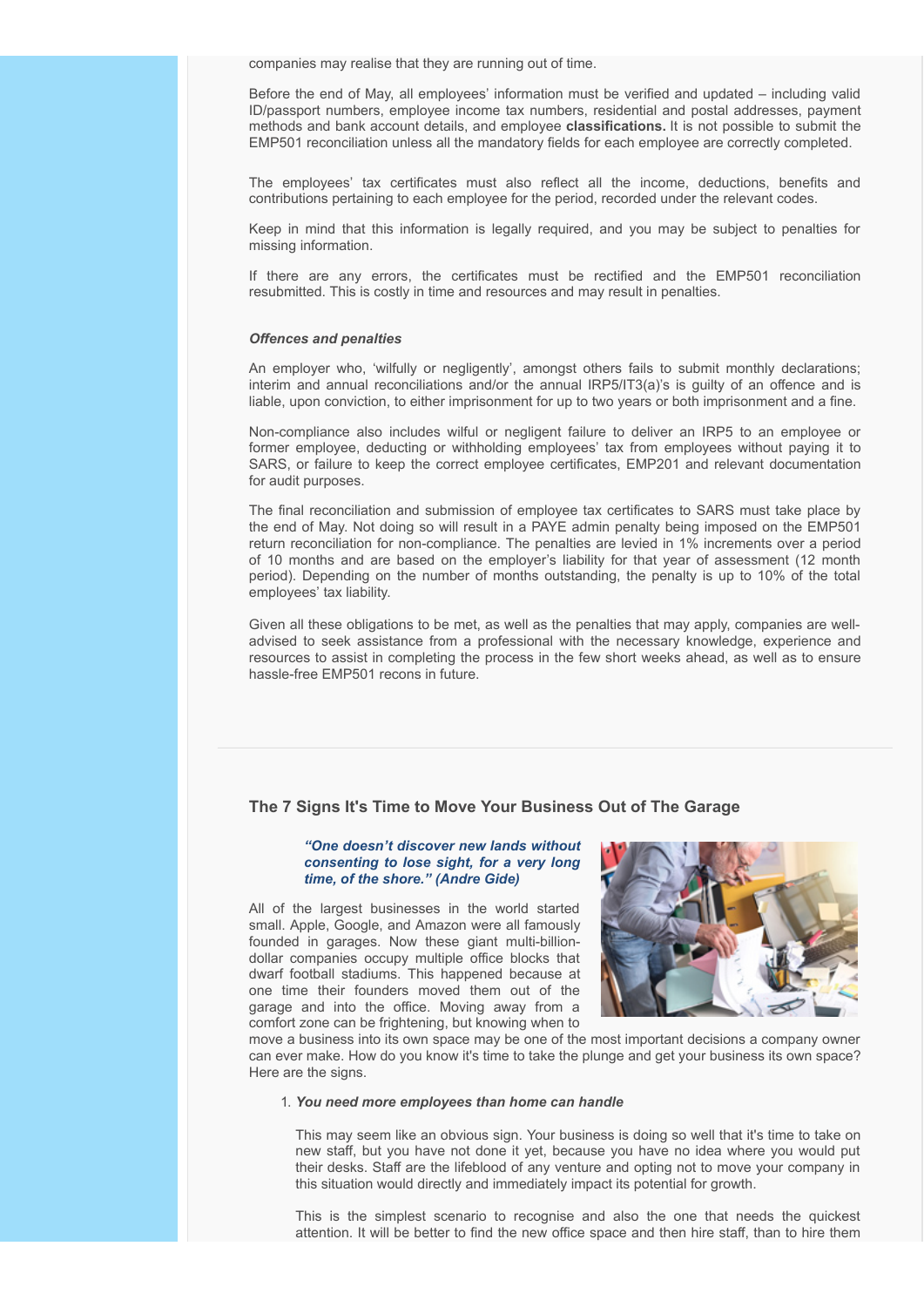companies may realise that they are running out of time.

Before the end of May, all employees' information must be verified and updated – including valid ID/passport numbers, employee income tax numbers, residential and postal addresses, payment methods and bank account details, and employee **classifications.** It is not possible to submit the EMP501 reconciliation unless all the mandatory fields for each employee are correctly completed.

The employees' tax certificates must also reflect all the income, deductions, benefits and contributions pertaining to each employee for the period, recorded under the relevant codes.

Keep in mind that this information is legally required, and you may be subject to penalties for missing information.

If there are any errors, the certificates must be rectified and the EMP501 reconciliation resubmitted. This is costly in time and resources and may result in penalties.

***Offences and penalties***

An employer who, 'wilfully or negligently', amongst others fails to submit monthly declarations; interim and annual reconciliations and/or the annual IRP5/IT3(a)'s is guilty of an offence and is liable, upon conviction, to either imprisonment for up to two years or both imprisonment and a fine.

Non-compliance also includes wilful or negligent failure to deliver an IRP5 to an employee or former employee, deducting or withholding employees' tax from employees without paying it to SARS, or failure to keep the correct employee certificates, EMP201 and relevant documentation for audit purposes.

The final reconciliation and submission of employee tax certificates to SARS must take place by the end of May. Not doing so will result in a PAYE admin penalty being imposed on the EMP501 return reconciliation for non-compliance. The penalties are levied in 1% increments over a period of 10 months and are based on the employer's liability for that year of assessment (12 month period). Depending on the number of months outstanding, the penalty is up to 10% of the total employees' tax liability.

Given all these obligations to be met, as well as the penalties that may apply, companies are well-advised to seek assistance from a professional with the necessary knowledge, experience and resources to assist in completing the process in the few short weeks ahead, as well as to ensure hassle-free EMP501 recons in future.

---

### The 7 Signs It's Time to Move Your Business Out of The Garage

> ***"One doesn't discover new lands without consenting to lose sight, for a very long time, of the shore." (Andre Gide)***

All of the largest businesses in the world started small. Apple, Google, and Amazon were all famously founded in garages. Now these giant multi-billion-dollar companies occupy multiple office blocks that dwarf football stadiums. This happened because at one time their founders moved them out of the garage and into the office. Moving away from a comfort zone can be frightening, but knowing when to move a business into its own space may be one of the most important decisions a company owner can ever make. How do you know it's time to take the plunge and get your business its own space? Here are the signs.

1. ***You need more employees than home can handle***

   This may seem like an obvious sign. Your business is doing so well that it's time to take on new staff, but you have not done it yet, because you have no idea where you would put their desks. Staff are the lifeblood of any venture and opting not to move your company in this situation would directly and immediately impact its potential for growth.

   This is the simplest scenario to recognise and also the one that needs the quickest attention. It will be better to find the new office space and then hire staff, than to hire them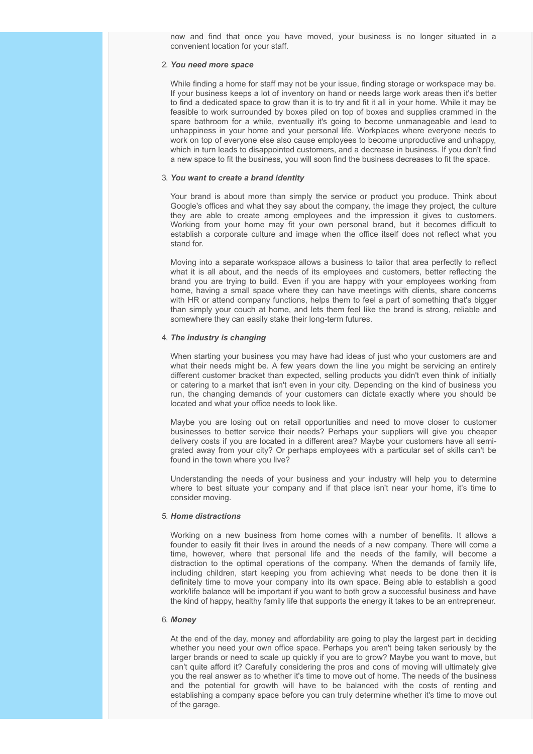now and find that once you have moved, your business is no longer situated in a convenient location for your staff.

2. ***You need more space***

   While finding a home for staff may not be your issue, finding storage or workspace may be. If your business keeps a lot of inventory on hand or needs large work areas then it's better to find a dedicated space to grow than it is to try and fit it all in your home. While it may be feasible to work surrounded by boxes piled on top of boxes and supplies crammed in the spare bathroom for a while, eventually it's going to become unmanageable and lead to unhappiness in your home and your personal life. Workplaces where everyone needs to work on top of everyone else also cause employees to become unproductive and unhappy, which in turn leads to disappointed customers, and a decrease in business. If you don't find a new space to fit the business, you will soon find the business decreases to fit the space.

3. ***You want to create a brand identity***

   Your brand is about more than simply the service or product you produce. Think about Google's offices and what they say about the company, the image they project, the culture they are able to create among employees and the impression it gives to customers. Working from your home may fit your own personal brand, but it becomes difficult to establish a corporate culture and image when the office itself does not reflect what you stand for.

   Moving into a separate workspace allows a business to tailor that area perfectly to reflect what it is all about, and the needs of its employees and customers, better reflecting the brand you are trying to build. Even if you are happy with your employees working from home, having a small space where they can have meetings with clients, share concerns with HR or attend company functions, helps them to feel a part of something that's bigger than simply your couch at home, and lets them feel like the brand is strong, reliable and somewhere they can easily stake their long-term futures.

4. ***The industry is changing***

   When starting your business you may have had ideas of just who your customers are and what their needs might be. A few years down the line you might be servicing an entirely different customer bracket than expected, selling products you didn't even think of initially or catering to a market that isn't even in your city. Depending on the kind of business you run, the changing demands of your customers can dictate exactly where you should be located and what your office needs to look like.

   Maybe you are losing out on retail opportunities and need to move closer to customer businesses to better service their needs? Perhaps your suppliers will give you cheaper delivery costs if you are located in a different area? Maybe your customers have all semi-grated away from your city? Or perhaps employees with a particular set of skills can't be found in the town where you live?

   Understanding the needs of your business and your industry will help you to determine where to best situate your company and if that place isn't near your home, it's time to consider moving.

5. ***Home distractions***

   Working on a new business from home comes with a number of benefits. It allows a founder to easily fit their lives in around the needs of a new company. There will come a time, however, where that personal life and the needs of the family, will become a distraction to the optimal operations of the company. When the demands of family life, including children, start keeping you from achieving what needs to be done then it is definitely time to move your company into its own space. Being able to establish a good work/life balance will be important if you want to both grow a successful business and have the kind of happy, healthy family life that supports the energy it takes to be an entrepreneur.

6. ***Money***

   At the end of the day, money and affordability are going to play the largest part in deciding whether you need your own office space. Perhaps you aren't being taken seriously by the larger brands or need to scale up quickly if you are to grow? Maybe you want to move, but can't quite afford it? Carefully considering the pros and cons of moving will ultimately give you the real answer as to whether it's time to move out of home. The needs of the business and the potential for growth will have to be balanced with the costs of renting and establishing a company space before you can truly determine whether it's time to move out of the garage.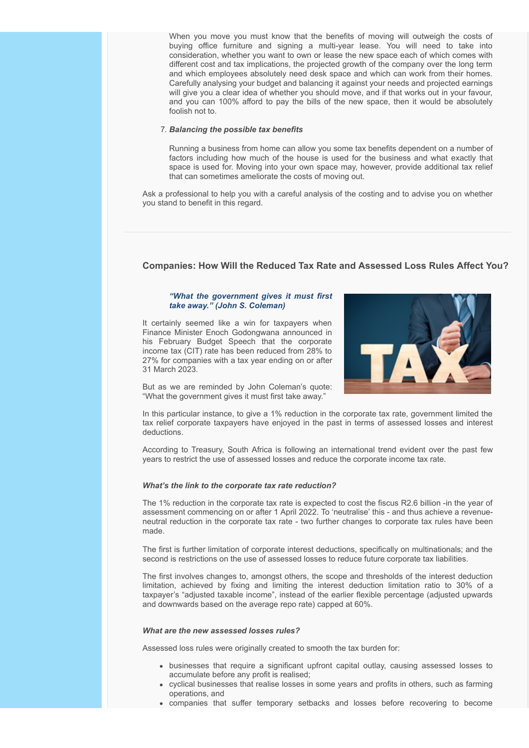When you move you must know that the benefits of moving will outweigh the costs of buying office furniture and signing a multi-year lease. You will need to take into consideration, whether you want to own or lease the new space each of which comes with different cost and tax implications, the projected growth of the company over the long term and which employees absolutely need desk space and which can work from their homes. Carefully analysing your budget and balancing it against your needs and projected earnings will give you a clear idea of whether you should move, and if that works out in your favour, and you can 100% afford to pay the bills of the new space, then it would be absolutely foolish not to.

7. ***Balancing the possible tax benefits***

   Running a business from home can allow you some tax benefits dependent on a number of factors including how much of the house is used for the business and what exactly that space is used for. Moving into your own space may, however, provide additional tax relief that can sometimes ameliorate the costs of moving out.

Ask a professional to help you with a careful analysis of the costing and to advise you on whether you stand to benefit in this regard.

---

## Companies: How Will the Reduced Tax Rate and Assessed Loss Rules Affect You?

***"What the government gives it must first take away." (John S. Coleman)***

It certainly seemed like a win for taxpayers when Finance Minister Enoch Godongwana announced in his February Budget Speech that the corporate income tax (CIT) rate has been reduced from 28% to 27% for companies with a tax year ending on or after 31 March 2023.

But as we are reminded by John Coleman's quote: "What the government gives it must first take away."

In this particular instance, to give a 1% reduction in the corporate tax rate, government limited the tax relief corporate taxpayers have enjoyed in the past in terms of assessed losses and interest deductions.

According to Treasury, South Africa is following an international trend evident over the past few years to restrict the use of assessed losses and reduce the corporate income tax rate.

***What's the link to the corporate tax rate reduction?***

The 1% reduction in the corporate tax rate is expected to cost the fiscus R2.6 billion -in the year of assessment commencing on or after 1 April 2022. To 'neutralise' this - and thus achieve a revenue-neutral reduction in the corporate tax rate - two further changes to corporate tax rules have been made.

The first is further limitation of corporate interest deductions, specifically on multinationals; and the second is restrictions on the use of assessed losses to reduce future corporate tax liabilities.

The first involves changes to, amongst others, the scope and thresholds of the interest deduction limitation, achieved by fixing and limiting the interest deduction limitation ratio to 30% of a taxpayer's "adjusted taxable income", instead of the earlier flexible percentage (adjusted upwards and downwards based on the average repo rate) capped at 60%.

***What are the new assessed losses rules?***

Assessed loss rules were originally created to smooth the tax burden for:

- businesses that require a significant upfront capital outlay, causing assessed losses to accumulate before any profit is realised;
- cyclical businesses that realise losses in some years and profits in others, such as farming operations, and
- companies that suffer temporary setbacks and losses before recovering to become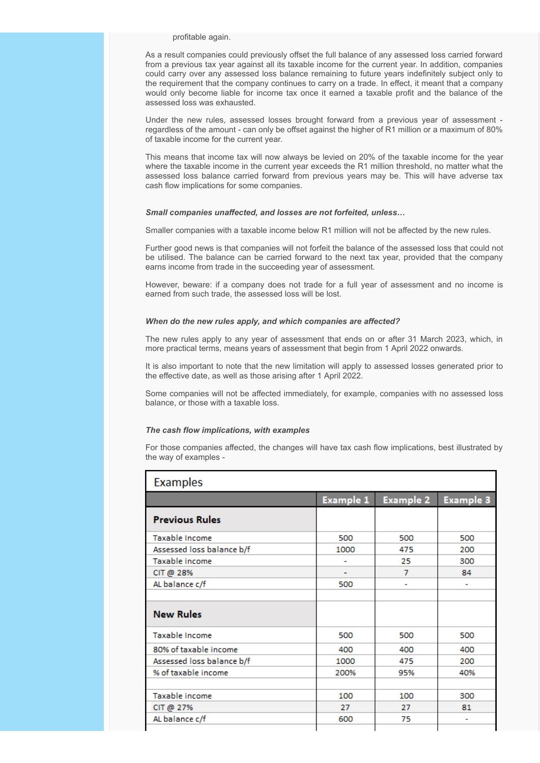profitable again.

As a result companies could previously offset the full balance of any assessed loss carried forward from a previous tax year against all its taxable income for the current year. In addition, companies could carry over any assessed loss balance remaining to future years indefinitely subject only to the requirement that the company continues to carry on a trade. In effect, it meant that a company would only become liable for income tax once it earned a taxable profit and the balance of the assessed loss was exhausted.

Under the new rules, assessed losses brought forward from a previous year of assessment - regardless of the amount - can only be offset against the higher of R1 million or a maximum of 80% of taxable income for the current year.

This means that income tax will now always be levied on 20% of the taxable income for the year where the taxable income in the current year exceeds the R1 million threshold, no matter what the assessed loss balance carried forward from previous years may be. This will have adverse tax cash flow implications for some companies.

***Small companies unaffected, and losses are not forfeited, unless…***

Smaller companies with a taxable income below R1 million will not be affected by the new rules.

Further good news is that companies will not forfeit the balance of the assessed loss that could not be utilised. The balance can be carried forward to the next tax year, provided that the company earns income from trade in the succeeding year of assessment.

However, beware: if a company does not trade for a full year of assessment and no income is earned from such trade, the assessed loss will be lost.

***When do the new rules apply, and which companies are affected?***

The new rules apply to any year of assessment that ends on or after 31 March 2023, which, in more practical terms, means years of assessment that begin from 1 April 2022 onwards.

It is also important to note that the new limitation will apply to assessed losses generated prior to the effective date, as well as those arising after 1 April 2022.

Some companies will not be affected immediately, for example, companies with no assessed loss balance, or those with a taxable loss.

***The cash flow implications, with examples***

For those companies affected, the changes will have tax cash flow implications, best illustrated by the way of examples -

**Examples**

| | Example 1 | Example 2 | Example 3 |
|---|---|---|---|
| **Previous Rules** | | | |
| Taxable Income | 500 | 500 | 500 |
| Assessed loss balance b/f | 1000 | 475 | 200 |
| Taxable income | - | 25 | 300 |
| CIT @ 28% | - | 7 | 84 |
| AL balance c/f | 500 | - | - |
| | | | |
| **New Rules** | | | |
| Taxable Income | 500 | 500 | 500 |
| 80% of taxable income | 400 | 400 | 400 |
| Assessed loss balance b/f | 1000 | 475 | 200 |
| % of taxable income | 200% | 95% | 40% |
| | | | |
| Taxable income | 100 | 100 | 300 |
| CIT @ 27% | 27 | 27 | 81 |
| AL balance c/f | 600 | 75 | - |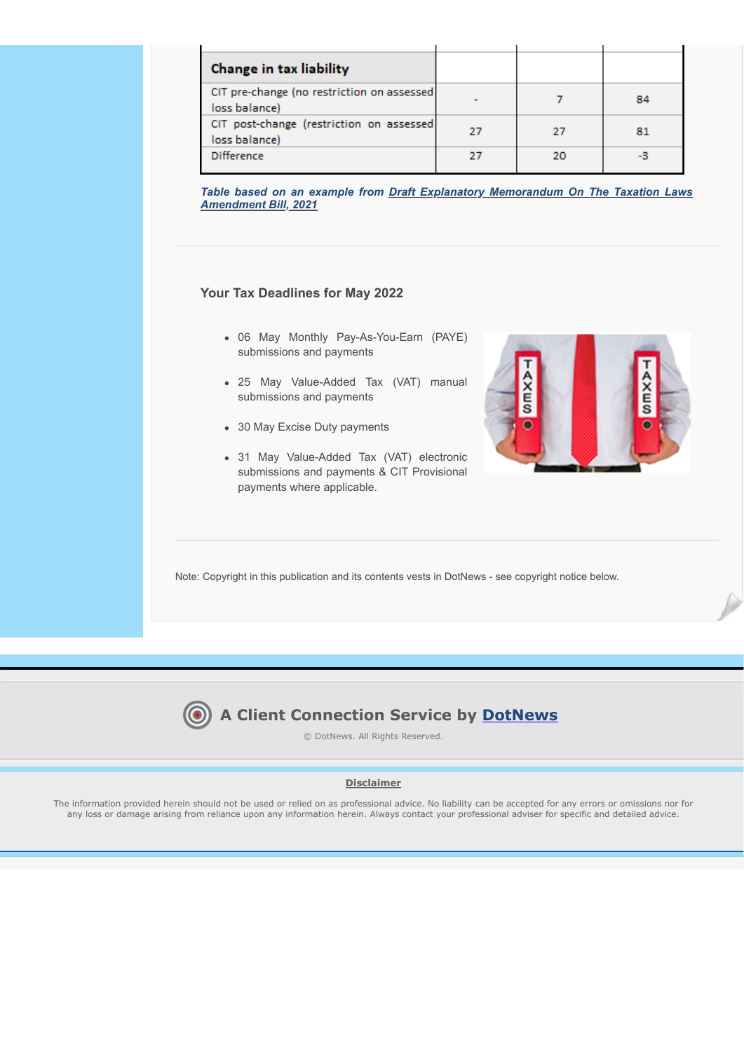| Change in tax liability | | | |
|---|---|---|---|
| CIT pre-change (no restriction on assessed loss balance) | - | 7 | 84 |
| CIT post-change (restriction on assessed loss balance) | 27 | 27 | 81 |
| Difference | 27 | 20 | -3 |

***Table based on an example from Draft Explanatory Memorandum On The Taxation Laws Amendment Bill, 2021***

### Your Tax Deadlines for May 2022

- 06 May Monthly Pay-As-You-Earn (PAYE) submissions and payments
- 25 May Value-Added Tax (VAT) manual submissions and payments
- 30 May Excise Duty payments
- 31 May Value-Added Tax (VAT) electronic submissions and payments & CIT Provisional payments where applicable.

Note: Copyright in this publication and its contents vests in DotNews - see copyright notice below.

## A Client Connection Service by DotNews

© DotNews. All Rights Reserved.

**Disclaimer**

The information provided herein should not be used or relied on as professional advice. No liability can be accepted for any errors or omissions nor for any loss or damage arising from reliance upon any information herein. Always contact your professional adviser for specific and detailed advice.